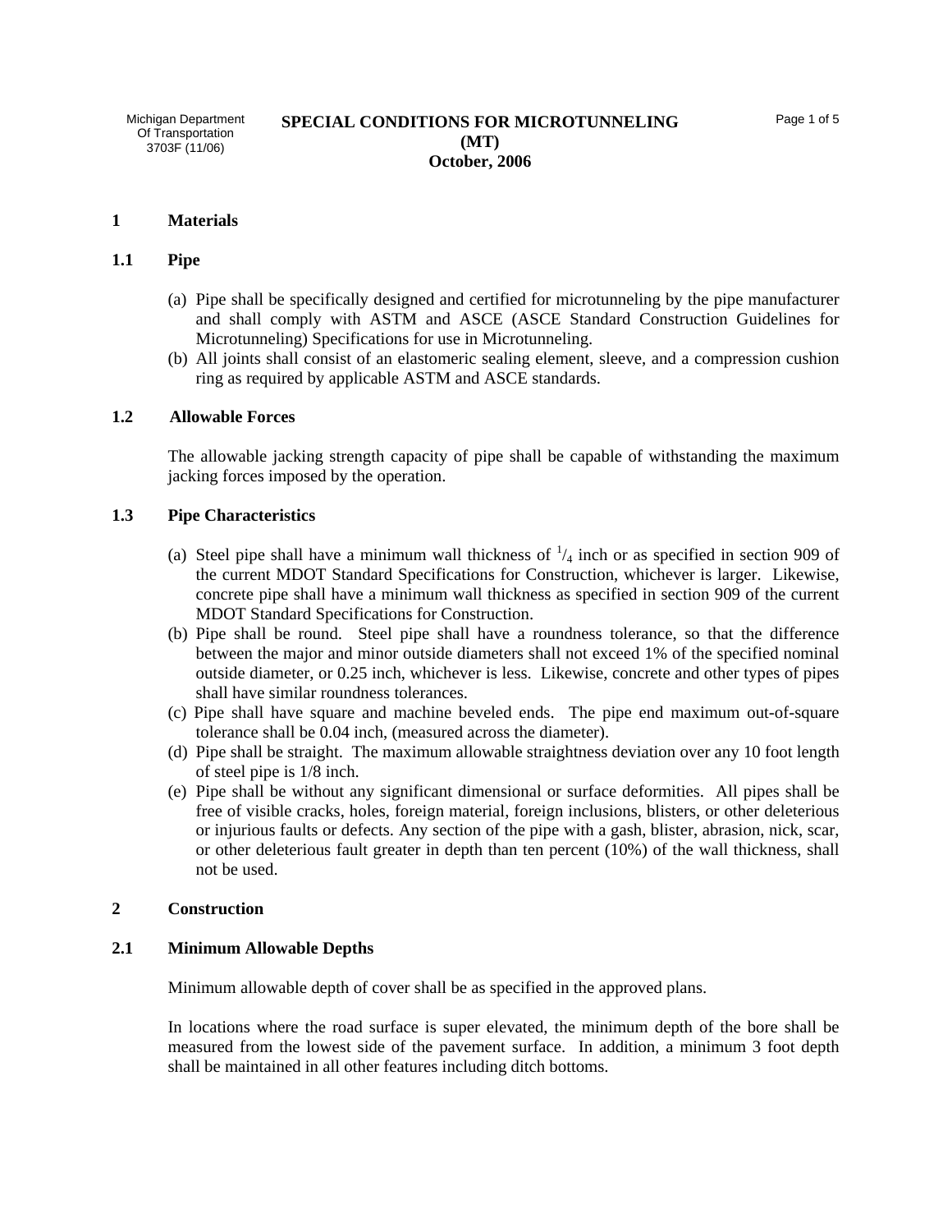Michigan Department Of Transportation 3703F (11/06)

# SPECIAL CONDITIONS FOR MICROTUNNELING (MT)
**October, 2006**

## 1 Materials

### 1.1 Pipe

(a) Pipe shall be specifically designed and certified for microtunneling by the pipe manufacturer and shall comply with ASTM and ASCE (ASCE Standard Construction Guidelines for Microtunneling) Specifications for use in Microtunneling.

(b) All joints shall consist of an elastomeric sealing element, sleeve, and a compression cushion ring as required by applicable ASTM and ASCE standards.

### 1.2 Allowable Forces

The allowable jacking strength capacity of pipe shall be capable of withstanding the maximum jacking forces imposed by the operation.

### 1.3 Pipe Characteristics

(a) Steel pipe shall have a minimum wall thickness of $^1/_4$ inch or as specified in section 909 of the current MDOT Standard Specifications for Construction, whichever is larger. Likewise, concrete pipe shall have a minimum wall thickness as specified in section 909 of the current MDOT Standard Specifications for Construction.

(b) Pipe shall be round. Steel pipe shall have a roundness tolerance, so that the difference between the major and minor outside diameters shall not exceed 1% of the specified nominal outside diameter, or 0.25 inch, whichever is less. Likewise, concrete and other types of pipes shall have similar roundness tolerances.

(c) Pipe shall have square and machine beveled ends. The pipe end maximum out-of-square tolerance shall be 0.04 inch, (measured across the diameter).

(d) Pipe shall be straight. The maximum allowable straightness deviation over any 10 foot length of steel pipe is 1/8 inch.

(e) Pipe shall be without any significant dimensional or surface deformities. All pipes shall be free of visible cracks, holes, foreign material, foreign inclusions, blisters, or other deleterious or injurious faults or defects. Any section of the pipe with a gash, blister, abrasion, nick, scar, or other deleterious fault greater in depth than ten percent (10%) of the wall thickness, shall not be used.

## 2 Construction

### 2.1 Minimum Allowable Depths

Minimum allowable depth of cover shall be as specified in the approved plans.

In locations where the road surface is super elevated, the minimum depth of the bore shall be measured from the lowest side of the pavement surface. In addition, a minimum 3 foot depth shall be maintained in all other features including ditch bottoms.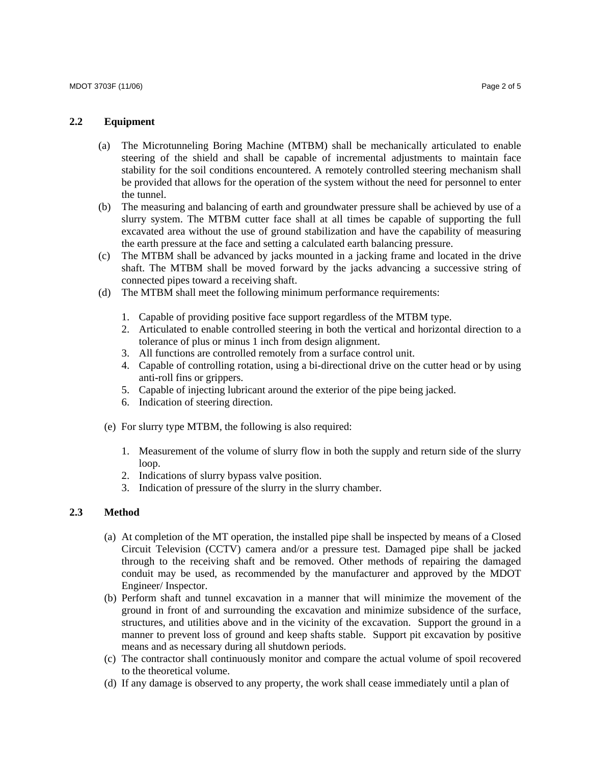## 2.2 Equipment

(a) The Microtunneling Boring Machine (MTBM) shall be mechanically articulated to enable steering of the shield and shall be capable of incremental adjustments to maintain face stability for the soil conditions encountered. A remotely controlled steering mechanism shall be provided that allows for the operation of the system without the need for personnel to enter the tunnel.

(b) The measuring and balancing of earth and groundwater pressure shall be achieved by use of a slurry system. The MTBM cutter face shall at all times be capable of supporting the full excavated area without the use of ground stabilization and have the capability of measuring the earth pressure at the face and setting a calculated earth balancing pressure.

(c) The MTBM shall be advanced by jacks mounted in a jacking frame and located in the drive shaft. The MTBM shall be moved forward by the jacks advancing a successive string of connected pipes toward a receiving shaft.

(d) The MTBM shall meet the following minimum performance requirements:

1. Capable of providing positive face support regardless of the MTBM type.
2. Articulated to enable controlled steering in both the vertical and horizontal direction to a tolerance of plus or minus 1 inch from design alignment.
3. All functions are controlled remotely from a surface control unit.
4. Capable of controlling rotation, using a bi-directional drive on the cutter head or by using anti-roll fins or grippers.
5. Capable of injecting lubricant around the exterior of the pipe being jacked.
6. Indication of steering direction.

(e) For slurry type MTBM, the following is also required:

1. Measurement of the volume of slurry flow in both the supply and return side of the slurry loop.
2. Indications of slurry bypass valve position.
3. Indication of pressure of the slurry in the slurry chamber.

## 2.3 Method

(a) At completion of the MT operation, the installed pipe shall be inspected by means of a Closed Circuit Television (CCTV) camera and/or a pressure test. Damaged pipe shall be jacked through to the receiving shaft and be removed. Other methods of repairing the damaged conduit may be used, as recommended by the manufacturer and approved by the MDOT Engineer/ Inspector.

(b) Perform shaft and tunnel excavation in a manner that will minimize the movement of the ground in front of and surrounding the excavation and minimize subsidence of the surface, structures, and utilities above and in the vicinity of the excavation. Support the ground in a manner to prevent loss of ground and keep shafts stable. Support pit excavation by positive means and as necessary during all shutdown periods.

(c) The contractor shall continuously monitor and compare the actual volume of spoil recovered to the theoretical volume.

(d) If any damage is observed to any property, the work shall cease immediately until a plan of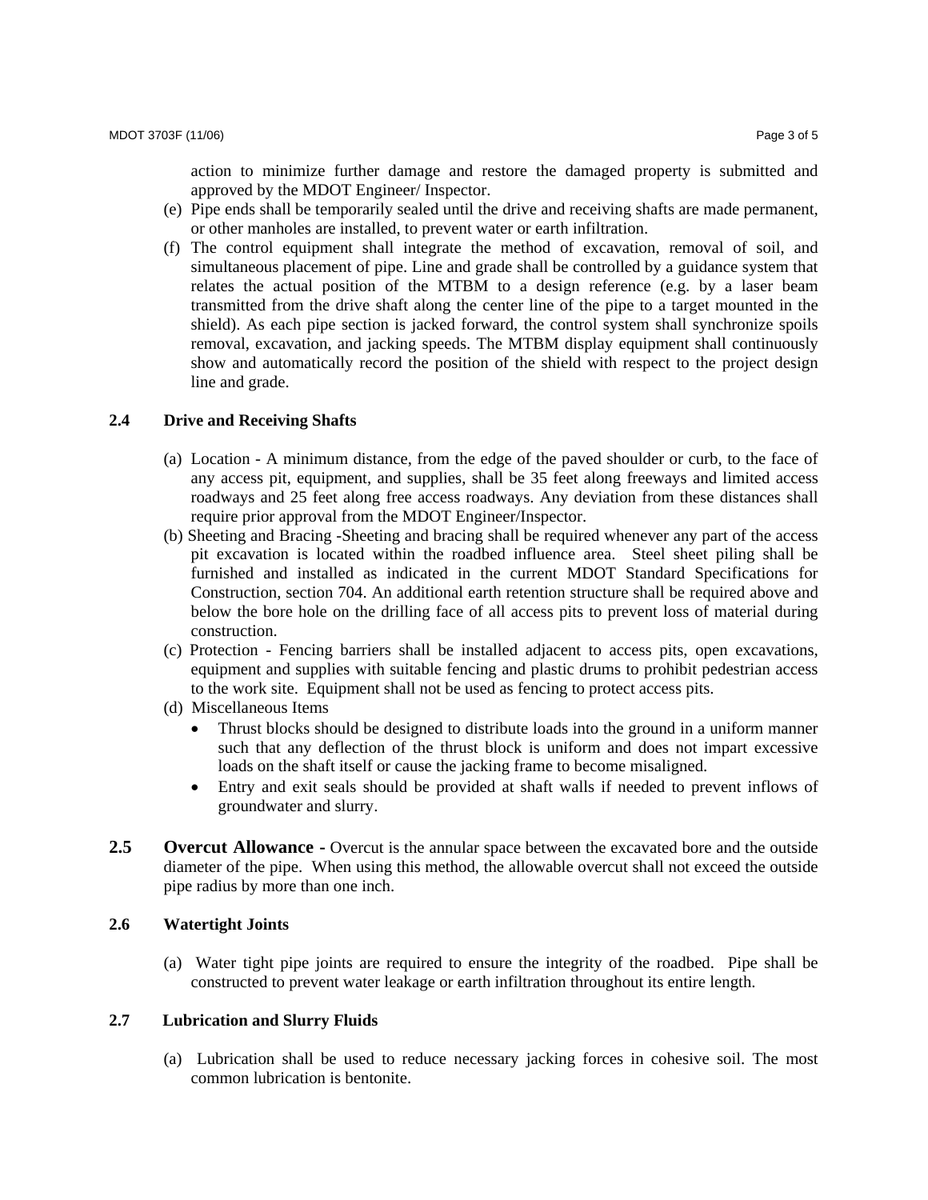action to minimize further damage and restore the damaged property is submitted and approved by the MDOT Engineer/ Inspector.

(e) Pipe ends shall be temporarily sealed until the drive and receiving shafts are made permanent, or other manholes are installed, to prevent water or earth infiltration.

(f) The control equipment shall integrate the method of excavation, removal of soil, and simultaneous placement of pipe. Line and grade shall be controlled by a guidance system that relates the actual position of the MTBM to a design reference (e.g. by a laser beam transmitted from the drive shaft along the center line of the pipe to a target mounted in the shield). As each pipe section is jacked forward, the control system shall synchronize spoils removal, excavation, and jacking speeds. The MTBM display equipment shall continuously show and automatically record the position of the shield with respect to the project design line and grade.

### 2.4 Drive and Receiving Shafts

(a) Location - A minimum distance, from the edge of the paved shoulder or curb, to the face of any access pit, equipment, and supplies, shall be 35 feet along freeways and limited access roadways and 25 feet along free access roadways. Any deviation from these distances shall require prior approval from the MDOT Engineer/Inspector.

(b) Sheeting and Bracing -Sheeting and bracing shall be required whenever any part of the access pit excavation is located within the roadbed influence area. Steel sheet piling shall be furnished and installed as indicated in the current MDOT Standard Specifications for Construction, section 704. An additional earth retention structure shall be required above and below the bore hole on the drilling face of all access pits to prevent loss of material during construction.

(c) Protection - Fencing barriers shall be installed adjacent to access pits, open excavations, equipment and supplies with suitable fencing and plastic drums to prohibit pedestrian access to the work site. Equipment shall not be used as fencing to protect access pits.

(d) Miscellaneous Items

- Thrust blocks should be designed to distribute loads into the ground in a uniform manner such that any deflection of the thrust block is uniform and does not impart excessive loads on the shaft itself or cause the jacking frame to become misaligned.
- Entry and exit seals should be provided at shaft walls if needed to prevent inflows of groundwater and slurry.

### 2.5 Overcut Allowance - 

Overcut is the annular space between the excavated bore and the outside diameter of the pipe. When using this method, the allowable overcut shall not exceed the outside pipe radius by more than one inch.

### 2.6 Watertight Joints

(a) Water tight pipe joints are required to ensure the integrity of the roadbed. Pipe shall be constructed to prevent water leakage or earth infiltration throughout its entire length.

### 2.7 Lubrication and Slurry Fluids

(a) Lubrication shall be used to reduce necessary jacking forces in cohesive soil. The most common lubrication is bentonite.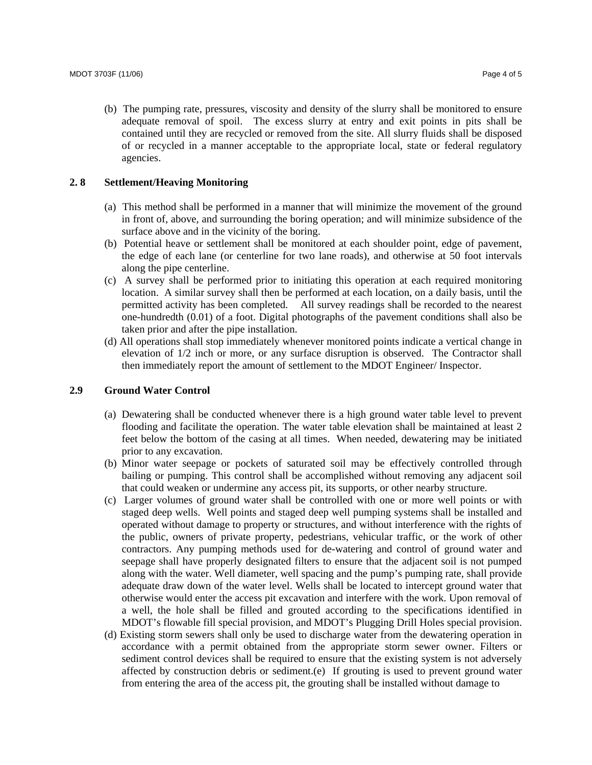(b) The pumping rate, pressures, viscosity and density of the slurry shall be monitored to ensure adequate removal of spoil. The excess slurry at entry and exit points in pits shall be contained until they are recycled or removed from the site. All slurry fluids shall be disposed of or recycled in a manner acceptable to the appropriate local, state or federal regulatory agencies.

**2. 8 Settlement/Heaving Monitoring**

(a) This method shall be performed in a manner that will minimize the movement of the ground in front of, above, and surrounding the boring operation; and will minimize subsidence of the surface above and in the vicinity of the boring.

(b) Potential heave or settlement shall be monitored at each shoulder point, edge of pavement, the edge of each lane (or centerline for two lane roads), and otherwise at 50 foot intervals along the pipe centerline.

(c) A survey shall be performed prior to initiating this operation at each required monitoring location. A similar survey shall then be performed at each location, on a daily basis, until the permitted activity has been completed. All survey readings shall be recorded to the nearest one-hundredth (0.01) of a foot. Digital photographs of the pavement conditions shall also be taken prior and after the pipe installation.

(d) All operations shall stop immediately whenever monitored points indicate a vertical change in elevation of 1/2 inch or more, or any surface disruption is observed. The Contractor shall then immediately report the amount of settlement to the MDOT Engineer/ Inspector.

**2.9 Ground Water Control**

(a) Dewatering shall be conducted whenever there is a high ground water table level to prevent flooding and facilitate the operation. The water table elevation shall be maintained at least 2 feet below the bottom of the casing at all times. When needed, dewatering may be initiated prior to any excavation.

(b) Minor water seepage or pockets of saturated soil may be effectively controlled through bailing or pumping. This control shall be accomplished without removing any adjacent soil that could weaken or undermine any access pit, its supports, or other nearby structure.

(c) Larger volumes of ground water shall be controlled with one or more well points or with staged deep wells. Well points and staged deep well pumping systems shall be installed and operated without damage to property or structures, and without interference with the rights of the public, owners of private property, pedestrians, vehicular traffic, or the work of other contractors. Any pumping methods used for de-watering and control of ground water and seepage shall have properly designated filters to ensure that the adjacent soil is not pumped along with the water. Well diameter, well spacing and the pump's pumping rate, shall provide adequate draw down of the water level. Wells shall be located to intercept ground water that otherwise would enter the access pit excavation and interfere with the work. Upon removal of a well, the hole shall be filled and grouted according to the specifications identified in MDOT's flowable fill special provision, and MDOT's Plugging Drill Holes special provision.

(d) Existing storm sewers shall only be used to discharge water from the dewatering operation in accordance with a permit obtained from the appropriate storm sewer owner. Filters or sediment control devices shall be required to ensure that the existing system is not adversely affected by construction debris or sediment.(e) If grouting is used to prevent ground water from entering the area of the access pit, the grouting shall be installed without damage to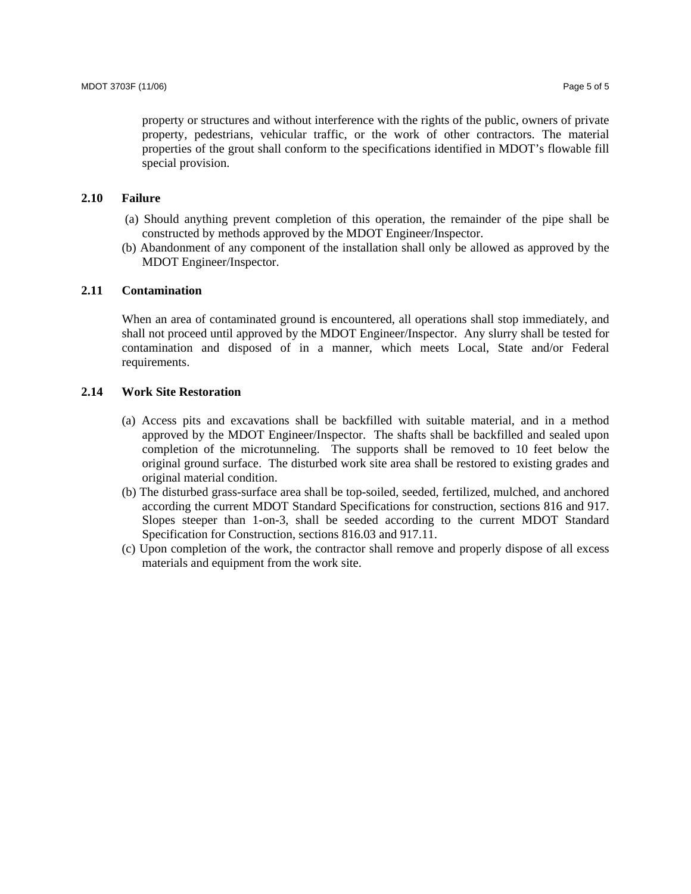property or structures and without interference with the rights of the public, owners of private property, pedestrians, vehicular traffic, or the work of other contractors. The material properties of the grout shall conform to the specifications identified in MDOT's flowable fill special provision.

**2.10 Failure**

(a) Should anything prevent completion of this operation, the remainder of the pipe shall be constructed by methods approved by the MDOT Engineer/Inspector.

(b) Abandonment of any component of the installation shall only be allowed as approved by the MDOT Engineer/Inspector.

**2.11 Contamination**

When an area of contaminated ground is encountered, all operations shall stop immediately, and shall not proceed until approved by the MDOT Engineer/Inspector. Any slurry shall be tested for contamination and disposed of in a manner, which meets Local, State and/or Federal requirements.

**2.14 Work Site Restoration**

(a) Access pits and excavations shall be backfilled with suitable material, and in a method approved by the MDOT Engineer/Inspector. The shafts shall be backfilled and sealed upon completion of the microtunneling. The supports shall be removed to 10 feet below the original ground surface. The disturbed work site area shall be restored to existing grades and original material condition.

(b) The disturbed grass-surface area shall be top-soiled, seeded, fertilized, mulched, and anchored according the current MDOT Standard Specifications for construction, sections 816 and 917. Slopes steeper than 1-on-3, shall be seeded according to the current MDOT Standard Specification for Construction, sections 816.03 and 917.11.

(c) Upon completion of the work, the contractor shall remove and properly dispose of all excess materials and equipment from the work site.